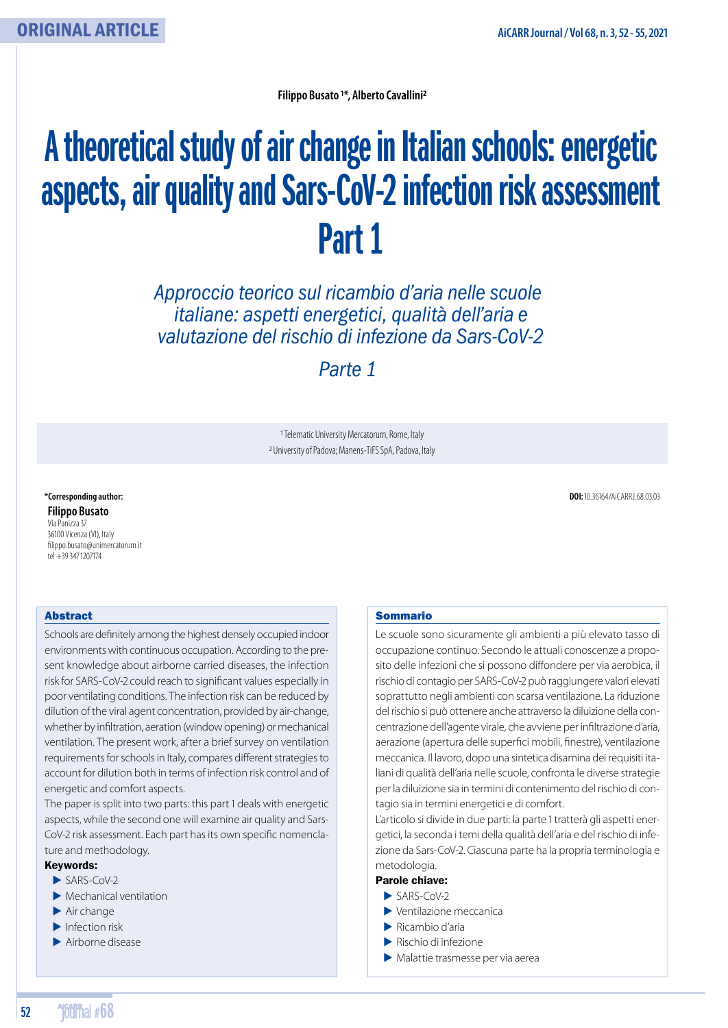ORIGINAL ARTICLE

Filippo Busato [1]*, Alberto Cavallini[2]

# A theoretical study of air change in Italian schools: energetic aspects, air quality and Sars-CoV-2 infection risk assessment Part 1

*Approccio teorico sul ricambio d'aria nelle scuole italiane: aspetti energetici, qualità dell'aria e valutazione del rischio di infezione da Sars-CoV-2*

*Parte 1*

[1] Telematic University Mercatorum, Rome, Italy
[2] University of Padova; Manens-TiFS SpA, Padova, Italy

**DOI:** 10.36164/AiCARRJ.68.03.03

***Corresponding author:**
**Filippo Busato**
Via Panizza 37
36100 Vicenza (VI), Italy
filippo.busato@unimercatorum.it
tel +39 347 1207174

## Abstract

Schools are definitely among the highest densely occupied indoor environments with continuous occupation. According to the present knowledge about airborne carried diseases, the infection risk for SARS-CoV-2 could reach to significant values especially in poor ventilating conditions. The infection risk can be reduced by dilution of the viral agent concentration, provided by air-change, whether by infiltration, aeration (window opening) or mechanical ventilation. The present work, after a brief survey on ventilation requirements for schools in Italy, compares different strategies to account for dilution both in terms of infection risk control and of energetic and comfort aspects.

The paper is split into two parts: this part 1 deals with energetic aspects, while the second one will examine air quality and Sars-CoV-2 risk assessment. Each part has its own specific nomenclature and methodology.

**Keywords:**

- SARS-CoV-2
- Mechanical ventilation
- Air change
- Infection risk
- Airborne disease

## Sommario

Le scuole sono sicuramente gli ambienti a più elevato tasso di occupazione continuo. Secondo le attuali conoscenze a proposito delle infezioni che si possono diffondere per via aerobica, il rischio di contagio per SARS-CoV-2 può raggiungere valori elevati soprattutto negli ambienti con scarsa ventilazione. La riduzione del rischio si può ottenere anche attraverso la diluizione della concentrazione dell'agente virale, che avviene per infiltrazione d'aria, aerazione (apertura delle superfici mobili, finestre), ventilazione meccanica. Il lavoro, dopo una sintetica disamina dei requisiti italiani di qualità dell'aria nelle scuole, confronta le diverse strategie per la diluizione sia in termini di contenimento del rischio di contagio sia in termini energetici e di comfort.

L'articolo si divide in due parti: la parte 1 tratterà gli aspetti energetici, la seconda i temi della qualità dell'aria e del rischio di infezione da Sars-CoV-2. Ciascuna parte ha la propria terminologia e metodologia.

**Parole chiave:**

- SARS-CoV-2
- Ventilazione meccanica
- Ricambio d'aria
- Rischio di infezione
- Malattie trasmesse per via aerea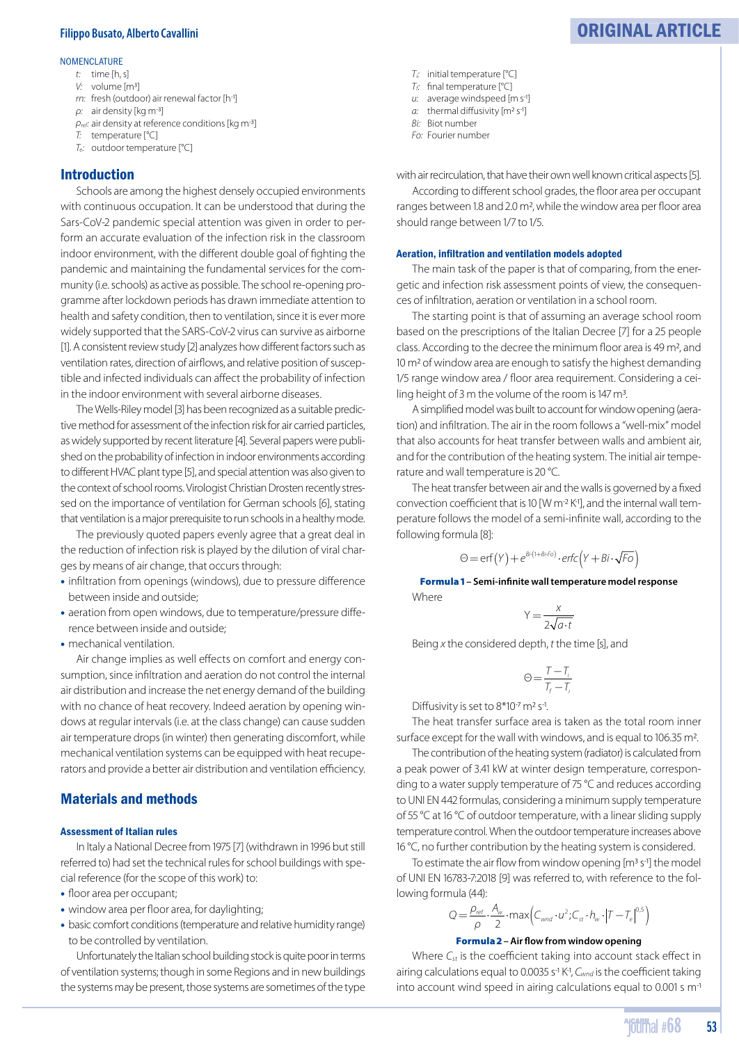NOMENCLATURE

- $t$: time [h, s]
- $V$: volume [m³]
- $rn$: fresh (outdoor) air renewal factor [h⁻¹]
- $\rho$: air density [kg m⁻³]
- $\rho_{ref}$: air density at reference conditions [kg m⁻³]
- $T$: temperature [°C]
- $T_e$: outdoor temperature [°C]
- $T_i$: initial temperature [°C]
- $T_f$: final temperature [°C]
- $u$: average windspeed [m s⁻¹]
- $a$: thermal diffusivity [m² s⁻¹]
- $Bi$: Biot number
- $Fo$: Fourier number

## Introduction

Schools are among the highest densely occupied environments with continuous occupation. It can be understood that during the Sars-CoV-2 pandemic special attention was given in order to perform an accurate evaluation of the infection risk in the classroom indoor environment, with the different double goal of fighting the pandemic and maintaining the fundamental services for the community (i.e. schools) as active as possible. The school re-opening programme after lockdown periods has drawn immediate attention to health and safety condition, then to ventilation, since it is ever more widely supported that the SARS-CoV-2 virus can survive as airborne [1]. A consistent review study [2] analyzes how different factors such as ventilation rates, direction of airflows, and relative position of susceptible and infected individuals can affect the probability of infection in the indoor environment with several airborne diseases.

The Wells-Riley model [3] has been recognized as a suitable predictive method for assessment of the infection risk for air carried particles, as widely supported by recent literature [4]. Several papers were published on the probability of infection in indoor environments according to different HVAC plant type [5], and special attention was also given to the context of school rooms. Virologist Christian Drosten recently stressed on the importance of ventilation for German schools [6], stating that ventilation is a major prerequisite to run schools in a healthy mode.

The previously quoted papers evenly agree that a great deal in the reduction of infection risk is played by the dilution of viral charges by means of air change, that occurs through:

- infiltration from openings (windows), due to pressure difference between inside and outside;
- aeration from open windows, due to temperature/pressure difference between inside and outside;
- mechanical ventilation.

Air change implies as well effects on comfort and energy consumption, since infiltration and aeration do not control the internal air distribution and increase the net energy demand of the building with no chance of heat recovery. Indeed aeration by opening windows at regular intervals (i.e. at the class change) can cause sudden air temperature drops (in winter) then generating discomfort, while mechanical ventilation systems can be equipped with heat recuperators and provide a better air distribution and ventilation efficiency.

## Materials and methods

### Assessment of Italian rules

In Italy a National Decree from 1975 [7] (withdrawn in 1996 but still referred to) had set the technical rules for school buildings with special reference (for the scope of this work) to:

- floor area per occupant;
- window area per floor area, for daylighting;
- basic comfort conditions (temperature and relative humidity range) to be controlled by ventilation.

Unfortunately the Italian school building stock is quite poor in terms of ventilation systems; though in some Regions and in new buildings the systems may be present, those systems are sometimes of the type with air recirculation, that have their own well known critical aspects [5].

According to different school grades, the floor area per occupant ranges between 1.8 and 2.0 m², while the window area per floor area should range between 1/7 to 1/5.

### Aeration, infiltration and ventilation models adopted

The main task of the paper is that of comparing, from the energetic and infection risk assessment points of view, the consequences of infiltration, aeration or ventilation in a school room.

The starting point is that of assuming an average school room based on the prescriptions of the Italian Decree [7] for a 25 people class. According to the decree the minimum floor area is 49 m², and 10 m² of window area are enough to satisfy the highest demanding 1/5 range window area / floor area requirement. Considering a ceiling height of 3 m the volume of the room is 147 m³.

A simplified model was built to account for window opening (aeration) and infiltration. The air in the room follows a "well-mix" model that also accounts for heat transfer between walls and ambient air, and for the contribution of the heating system. The initial air temperature and wall temperature is 20 °C.

The heat transfer between air and the walls is governed by a fixed convection coefficient that is 10 [W m⁻² K⁻¹], and the internal wall temperature follows the model of a semi-infinite wall, according to the following formula [8]:

$$\Theta = \mathrm{erf}\left(Y\right) + e^{Bi\cdot(1+Bi\cdot Fo)} \cdot \mathrm{erfc}\left(Y + Bi \cdot \sqrt{Fo}\right)$$

**Formula 1 – Semi-infinite wall temperature model response**

Where

$$Y = \frac{x}{2\sqrt{a \cdot t}}$$

Being $x$ the considered depth, $t$ the time [s], and

$$\Theta = \frac{T - T_i}{T_f - T_i}$$

Diffusivity is set to 8*10⁻⁷ m² s⁻¹.

The heat transfer surface area is taken as the total room inner surface except for the wall with windows, and is equal to 106.35 m².

The contribution of the heating system (radiator) is calculated from a peak power of 3.41 kW at winter design temperature, corresponding to a water supply temperature of 75 °C and reduces according to UNI EN 442 formulas, considering a minimum supply temperature of 55 °C at 16 °C of outdoor temperature, with a linear sliding supply temperature control. When the outdoor temperature increases above 16 °C, no further contribution by the heating system is considered.

To estimate the air flow from window opening [m³ s⁻¹] the model of UNI EN 16783-7:2018 [9] was referred to, with reference to the following formula (44):

$$Q = \frac{\rho_{ref}}{\rho} \cdot \frac{A_w}{2} \cdot \max\left(C_{wnd} \cdot u^2; C_{st} \cdot h_w \cdot \left|T - T_e\right|^{0,5}\right)$$

**Formula 2 – Air flow from window opening**

Where $C_{st}$ is the coefficient taking into account stack effect in airing calculations equal to 0.0035 s⁻¹ K⁻¹, $C_{wnd}$ is the coefficient taking into account wind speed in airing calculations equal to 0.001 s m⁻¹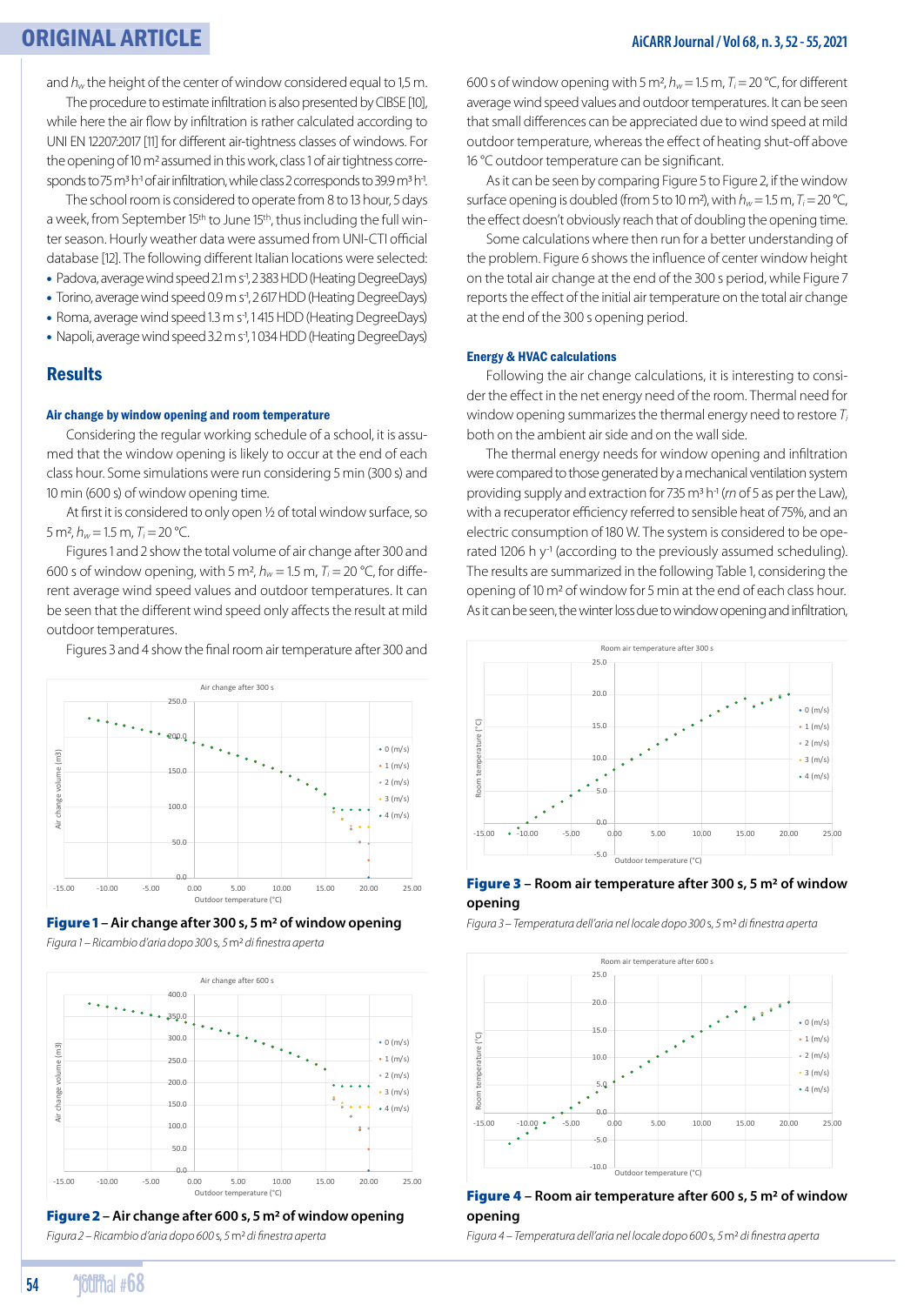and $h_w$ the height of the center of window considered equal to 1,5 m.

The procedure to estimate infiltration is also presented by CIBSE [10], while here the air flow by infiltration is rather calculated according to UNI EN 12207:2017 [11] for different air-tightness classes of windows. For the opening of 10 m² assumed in this work, class 1 of air tightness corresponds to 75 m³ h⁻¹ of air infiltration, while class 2 corresponds to 39.9 m³ h⁻¹.

The school room is considered to operate from 8 to 13 hour, 5 days a week, from September 15th to June 15th, thus including the full winter season. Hourly weather data were assumed from UNI-CTI official database [12]. The following different Italian locations were selected:

- Padova, average wind speed 2.1 m s⁻¹, 2 383 HDD (Heating DegreeDays)
- Torino, average wind speed 0.9 m s⁻¹, 2 617 HDD (Heating DegreeDays)
- Roma, average wind speed 1.3 m s⁻¹, 1 415 HDD (Heating DegreeDays)
- Napoli, average wind speed 3.2 m s⁻¹, 1 034 HDD (Heating DegreeDays)

## Results

### Air change by window opening and room temperature

Considering the regular working schedule of a school, it is assumed that the window opening is likely to occur at the end of each class hour. Some simulations were run considering 5 min (300 s) and 10 min (600 s) of window opening time.

At first it is considered to only open ½ of total window surface, so 5 m², $h_w$ = 1.5 m, $T_i$ = 20 °C.

Figures 1 and 2 show the total volume of air change after 300 and 600 s of window opening, with 5 m², $h_w$ = 1.5 m, $T_i$ = 20 °C, for different average wind speed values and outdoor temperatures. It can be seen that the different wind speed only affects the result at mild outdoor temperatures.

Figures 3 and 4 show the final room air temperature after 300 and 600 s of window opening with 5 m², $h_w$ = 1.5 m, $T_i$ = 20 °C, for different average wind speed values and outdoor temperatures. It can be seen that small differences can be appreciated due to wind speed at mild outdoor temperature, whereas the effect of heating shut-off above 16 °C outdoor temperature can be significant.

As it can be seen by comparing Figure 5 to Figure 2, if the window surface opening is doubled (from 5 to 10 m²), with $h_w$ = 1.5 m, $T_i$ = 20 °C, the effect doesn't obviously reach that of doubling the opening time.

Some calculations where then run for a better understanding of the problem. Figure 6 shows the influence of center window height on the total air change at the end of the 300 s period, while Figure 7 reports the effect of the initial air temperature on the total air change at the end of the 300 s opening period.

**Figure 1** – Air change after 300 s, 5 m² of window opening

*Figura 1 – Ricambio d'aria dopo 300 s, 5 m² di finestra aperta*

**Figure 2** – Air change after 600 s, 5 m² of window opening

*Figura 2 – Ricambio d'aria dopo 600 s, 5 m² di finestra aperta*

### Energy & HVAC calculations

Following the air change calculations, it is interesting to consider the effect in the net energy need of the room. Thermal need for window opening summarizes the thermal energy need to restore $T_i$ both on the ambient air side and on the wall side.

The thermal energy needs for window opening and infiltration were compared to those generated by a mechanical ventilation system providing supply and extraction for 735 m³ h⁻¹ (*m* of 5 as per the Law), with a recuperator efficiency referred to sensible heat of 75%, and an electric consumption of 180 W. The system is considered to be operated 1206 h y⁻¹ (according to the previously assumed scheduling). The results are summarized in the following Table 1, considering the opening of 10 m² of window for 5 min at the end of each class hour. As it can be seen, the winter loss due to window opening and infiltration,

**Figure 3** – Room air temperature after 300 s, 5 m² of window opening

*Figura 3 – Temperatura dell'aria nel locale dopo 300 s, 5 m² di finestra aperta*

**Figure 4** – Room air temperature after 600 s, 5 m² of window opening

*Figura 4 – Temperatura dell'aria nel locale dopo 600 s, 5 m² di finestra aperta*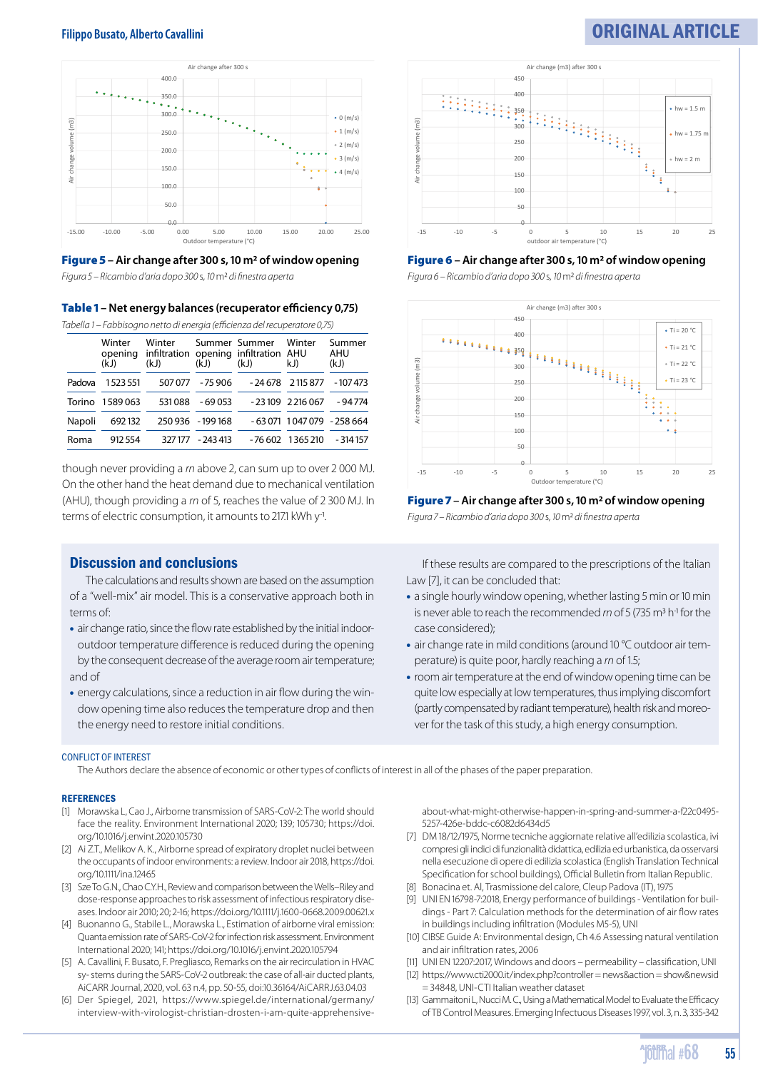Air change after 300 s

Air change volume (m3)

400.0
350.0
300.0
250.0
200.0
150.0
100.0
50.0
0.0

-15.00 -10.00 -5.00 0.00 5.00 10.00 15.00 20.00 25.00

Outdoor temperature (°C)

0 (m/s)
1 (m/s)
2 (m/s)
3 (m/s)
4 (m/s)

**Figure 5** – **Air change after 300 s, 10 m² of window opening**

*Figura 5 – Ricambio d'aria dopo 300 s, 10 m² di finestra aperta*

Air change (m3) after 300 s

Air change volume (m3)

450
400
350
300
250
200
150
100
50
0

-15 -10 -5 0 5 10 15 20 25

outdoor air temperature (°C)

hw = 1.5 m
hw = 1.75 m
hw = 2 m

**Figure 6** – **Air change after 300 s, 10 m² of window opening**

*Figura 6 – Ricambio d'aria dopo 300 s, 10 m² di finestra aperta*

**Table 1** – **Net energy balances (recuperator efficiency 0,75)**

*Tabella 1 – Fabbisogno netto di energia (efficienza del recuperatore 0,75)*

| | Winter opening (kJ) | Winter infiltration (kJ) | Summer opening (kJ) | Summer infiltration (kJ) | Winter AHU kJ) | Summer AHU (kJ) |
|---|---|---|---|---|---|---|
| Padova | 1 523 551 | 507 077 | - 75 906 | - 24 678 | 2 115 877 | - 107 473 |
| Torino | 1 589 063 | 531 088 | - 69 053 | - 23 109 | 2 216 067 | - 94 774 |
| Napoli | 692 132 | 250 936 | - 199 168 | - 63 071 | 1 047 079 | - 258 664 |
| Roma | 912 554 | 327 177 | - 243 413 | - 76 602 | 1 365 210 | - 314 157 |

though never providing a *rn* above 2, can sum up to over 2 000 MJ. On the other hand the heat demand due to mechanical ventilation (AHU), though providing a *rn* of 5, reaches the value of 2 300 MJ. In terms of electric consumption, it amounts to 217.1 kWh $y^{-1}$.

Air change (m3) after 300 s

Air change volume (m3)

450
400
350
300
250
200
150
100
50
0

-15 -10 -5 0 5 10 15 20 25

Outdoor temperature (°C)

Ti = 20 °C
Ti = 21 °C
Ti = 22 °C
Ti = 23 °C

**Figure 7** – **Air change after 300 s, 10 m² of window opening**

*Figura 7 – Ricambio d'aria dopo 300 s, 10 m² di finestra aperta*

## Discussion and conclusions

The calculations and results shown are based on the assumption of a "well-mix" air model. This is a conservative approach both in terms of:

- air change ratio, since the flow rate established by the initial indoor-outdoor temperature difference is reduced during the opening by the consequent decrease of the average room air temperature;

and of

- energy calculations, since a reduction in air flow during the window opening time also reduces the temperature drop and then the energy need to restore initial conditions.

If these results are compared to the prescriptions of the Italian Law [7], it can be concluded that:

- a single hourly window opening, whether lasting 5 min or 10 min is never able to reach the recommended *rn* of 5 (735 m³ h⁻¹ for the case considered);
- air change rate in mild conditions (around 10 °C outdoor air temperature) is quite poor, hardly reaching a *rn* of 1.5;
- room air temperature at the end of window opening time can be quite low especially at low temperatures, thus implying discomfort (partly compensated by radiant temperature), health risk and moreover for the task of this study, a high energy consumption.

### CONFLICT OF INTEREST

The Authors declare the absence of economic or other types of conflicts of interest in all of the phases of the paper preparation.

### REFERENCES

[1] Morawska L, Cao J, Airborne transmission of SARS-CoV-2: The world should face the reality. Environment International 2020; 139; 105730; https://doi.org/10.1016/j.envint.2020.105730

[2] Ai Z.T., Melikov A. K., Airborne spread of expiratory droplet nuclei between the occupants of indoor environments: a review. Indoor air 2018, https://doi.org/10.1111/ina.12465

[3] Sze To G.N., Chao C.Y.H., Review and comparison between the Wells–Riley and dose-response approaches to risk assessment of infectious respiratory diseases. Indoor air 2010; 20; 2-16; https://doi.org/10.1111/j.1600-0668.2009.00621.x

[4] Buonanno G., Stabile L., Morawska L., Estimation of airborne viral emission: Quanta emission rate of SARS-CoV-2 for infection risk assessment. Environment International 2020; 141; https://doi.org/10.1016/j.envint.2020.105794

[5] A. Cavallini, F. Busato, F. Pregliasco, Remarks on the air recirculation in HVAC sy- stems during the SARS-CoV-2 outbreak: the case of all-air ducted plants, AiCARR Journal, 2020, vol. 63 n.4, pp. 50-55, doi:10.36164/AiCARRJ.63.04.03

[6] Der Spiegel, 2021, https://www.spiegel.de/international/germany/interview-with-virologist-christian-drosten-i-am-quite-apprehensive-about-what-might-otherwise-happen-in-spring-and-summer-a-f22c0495-5257-426e-bddc-c6082d6434d5

[7] DM 18/12/1975, Norme tecniche aggiornate relative all'edilizia scolastica, ivi compresi gli indici di funzionalità didattica, edilizia ed urbanistica, da osservarsi nella esecuzione di opere di edilizia scolastica (English Translation Technical Specification for school buildings), Official Bulletin from Italian Republic.

[8] Bonacina et. Al, Trasmissione del calore, Cleup Padova (IT), 1975

[9] UNI EN 16798-7:2018, Energy performance of buildings - Ventilation for buildings - Part 7: Calculation methods for the determination of air flow rates in buildings including infiltration (Modules M5-5), UNI

[10] CIBSE Guide A: Environmental design, Ch 4.6 Assessing natural ventilation and air infiltration rates, 2006

[11] UNI EN 12207:2017, Windows and doors – permeability – classification, UNI

[12] https://www.cti2000.it/index.php?controller = news&action = show&newsid = 34848, UNI-CTI Italian weather dataset

[13] Gammaitoni L, Nucci M. C., Using a Mathematical Model to Evaluate the Efficacy of TB Control Measures. Emerging Infectuous Diseases 1997, vol. 3, n. 3, 335-342